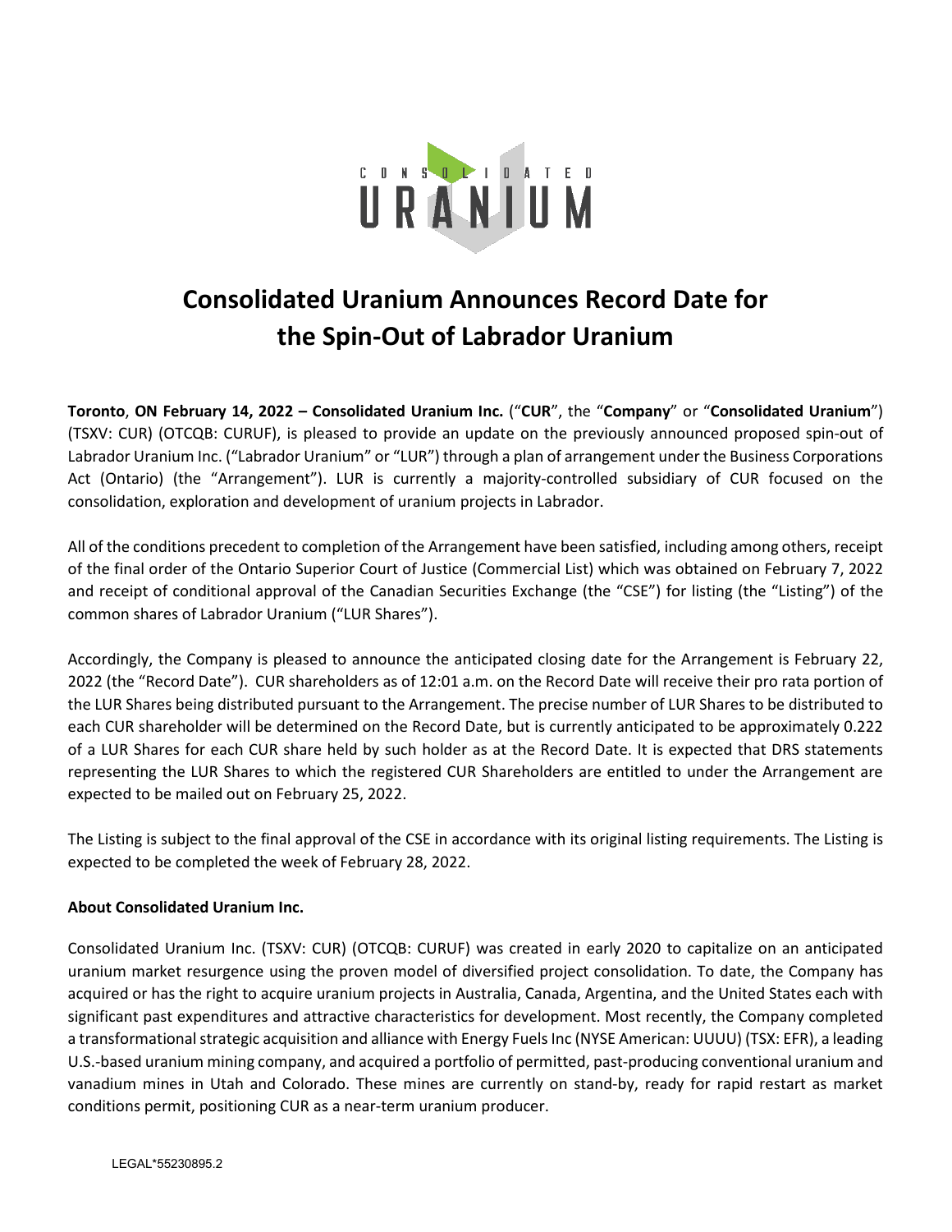# Consolidated Uranium Announces Record Date for the Spin-Out of Labrador Uranium

**Toronto**, **ON February 14, 2022 – Consolidated Uranium Inc.** ("**CUR**", the "**Company**" or "**Consolidated Uranium**") (TSXV: CUR) (OTCQB: CURUF), is pleased to provide an update on the previously announced proposed spin-out of Labrador Uranium Inc. ("Labrador Uranium" or "LUR") through a plan of arrangement under the Business Corporations Act (Ontario) (the "Arrangement"). LUR is currently a majority-controlled subsidiary of CUR focused on the consolidation, exploration and development of uranium projects in Labrador.

All of the conditions precedent to completion of the Arrangement have been satisfied, including among others, receipt of the final order of the Ontario Superior Court of Justice (Commercial List) which was obtained on February 7, 2022 and receipt of conditional approval of the Canadian Securities Exchange (the "CSE") for listing (the "Listing") of the common shares of Labrador Uranium ("LUR Shares").

Accordingly, the Company is pleased to announce the anticipated closing date for the Arrangement is February 22, 2022 (the "Record Date"). CUR shareholders as of 12:01 a.m. on the Record Date will receive their pro rata portion of the LUR Shares being distributed pursuant to the Arrangement. The precise number of LUR Shares to be distributed to each CUR shareholder will be determined on the Record Date, but is currently anticipated to be approximately 0.222 of a LUR Shares for each CUR share held by such holder as at the Record Date. It is expected that DRS statements representing the LUR Shares to which the registered CUR Shareholders are entitled to under the Arrangement are expected to be mailed out on February 25, 2022.

The Listing is subject to the final approval of the CSE in accordance with its original listing requirements. The Listing is expected to be completed the week of February 28, 2022.

**About Consolidated Uranium Inc.**

Consolidated Uranium Inc. (TSXV: CUR) (OTCQB: CURUF) was created in early 2020 to capitalize on an anticipated uranium market resurgence using the proven model of diversified project consolidation. To date, the Company has acquired or has the right to acquire uranium projects in Australia, Canada, Argentina, and the United States each with significant past expenditures and attractive characteristics for development. Most recently, the Company completed a transformational strategic acquisition and alliance with Energy Fuels Inc (NYSE American: UUUU) (TSX: EFR), a leading U.S.-based uranium mining company, and acquired a portfolio of permitted, past-producing conventional uranium and vanadium mines in Utah and Colorado. These mines are currently on stand-by, ready for rapid restart as market conditions permit, positioning CUR as a near-term uranium producer.

LEGAL*55230895.2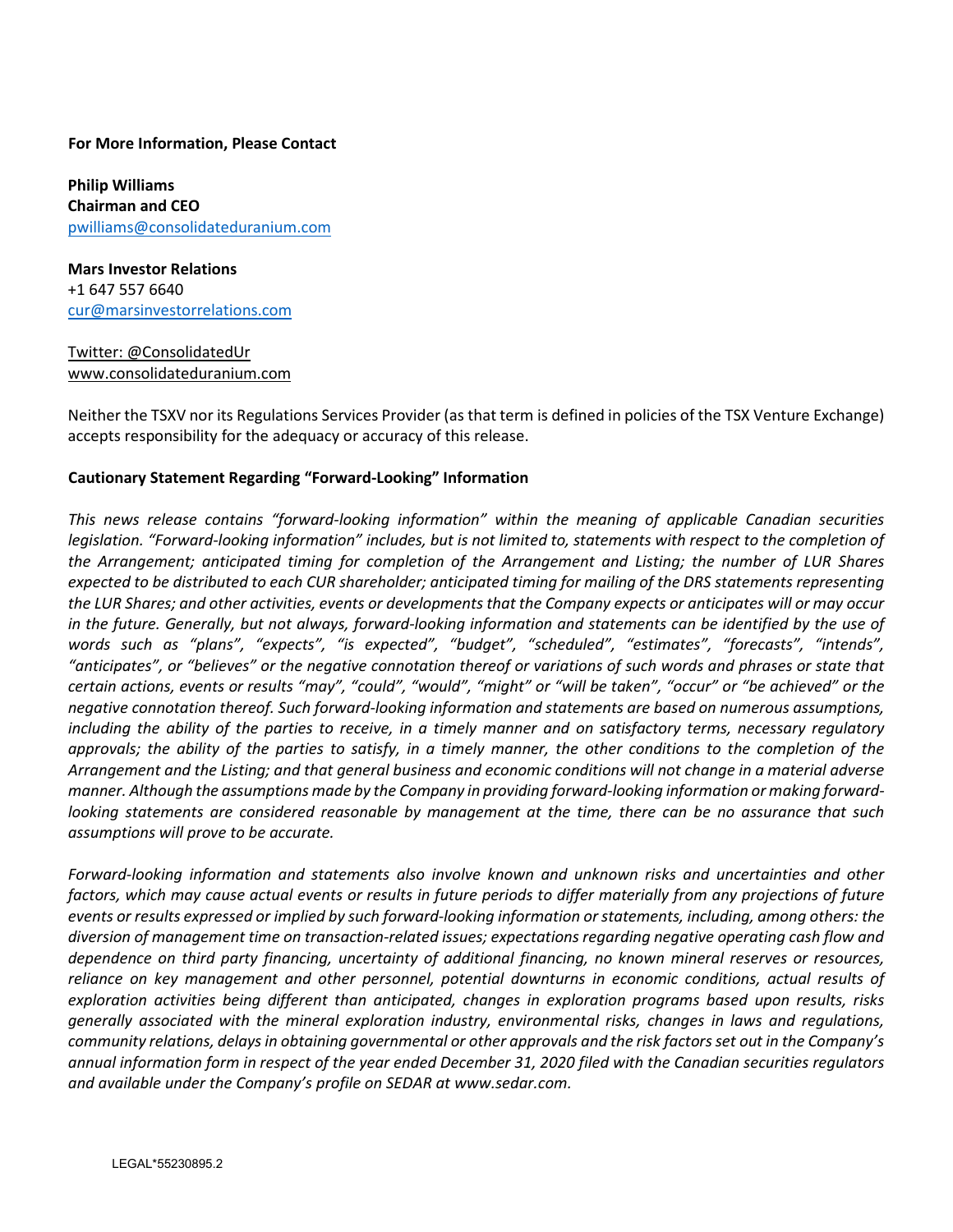**For More Information, Please Contact**

**Philip Williams**
**Chairman and CEO**
pwilliams@consolidateduranium.com

**Mars Investor Relations**
+1 647 557 6640
cur@marsinvestorrelations.com

Twitter: @ConsolidatedUr
www.consolidateduranium.com

Neither the TSXV nor its Regulations Services Provider (as that term is defined in policies of the TSX Venture Exchange) accepts responsibility for the adequacy or accuracy of this release.

**Cautionary Statement Regarding "Forward-Looking" Information**

*This news release contains "forward-looking information" within the meaning of applicable Canadian securities legislation. "Forward-looking information" includes, but is not limited to, statements with respect to the completion of the Arrangement; anticipated timing for completion of the Arrangement and Listing; the number of LUR Shares expected to be distributed to each CUR shareholder; anticipated timing for mailing of the DRS statements representing the LUR Shares; and other activities, events or developments that the Company expects or anticipates will or may occur in the future. Generally, but not always, forward-looking information and statements can be identified by the use of words such as "plans", "expects", "is expected", "budget", "scheduled", "estimates", "forecasts", "intends", "anticipates", or "believes" or the negative connotation thereof or variations of such words and phrases or state that certain actions, events or results "may", "could", "would", "might" or "will be taken", "occur" or "be achieved" or the negative connotation thereof. Such forward-looking information and statements are based on numerous assumptions, including the ability of the parties to receive, in a timely manner and on satisfactory terms, necessary regulatory approvals; the ability of the parties to satisfy, in a timely manner, the other conditions to the completion of the Arrangement and the Listing; and that general business and economic conditions will not change in a material adverse manner. Although the assumptions made by the Company in providing forward-looking information or making forward-looking statements are considered reasonable by management at the time, there can be no assurance that such assumptions will prove to be accurate.*

*Forward-looking information and statements also involve known and unknown risks and uncertainties and other factors, which may cause actual events or results in future periods to differ materially from any projections of future events or results expressed or implied by such forward-looking information or statements, including, among others: the diversion of management time on transaction-related issues; expectations regarding negative operating cash flow and dependence on third party financing, uncertainty of additional financing, no known mineral reserves or resources, reliance on key management and other personnel, potential downturns in economic conditions, actual results of exploration activities being different than anticipated, changes in exploration programs based upon results, risks generally associated with the mineral exploration industry, environmental risks, changes in laws and regulations, community relations, delays in obtaining governmental or other approvals and the risk factors set out in the Company's annual information form in respect of the year ended December 31, 2020 filed with the Canadian securities regulators and available under the Company's profile on SEDAR at www.sedar.com.*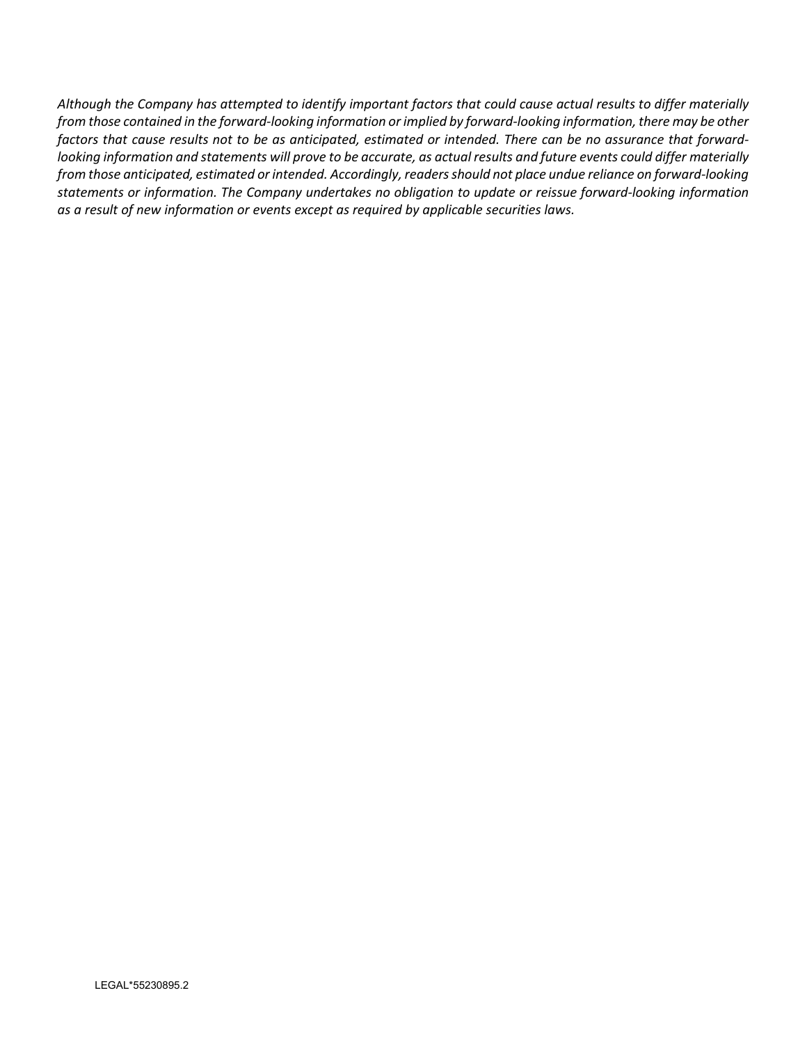*Although the Company has attempted to identify important factors that could cause actual results to differ materially from those contained in the forward-looking information or implied by forward-looking information, there may be other factors that cause results not to be as anticipated, estimated or intended. There can be no assurance that forward-looking information and statements will prove to be accurate, as actual results and future events could differ materially from those anticipated, estimated or intended. Accordingly, readers should not place undue reliance on forward-looking statements or information. The Company undertakes no obligation to update or reissue forward-looking information as a result of new information or events except as required by applicable securities laws.*